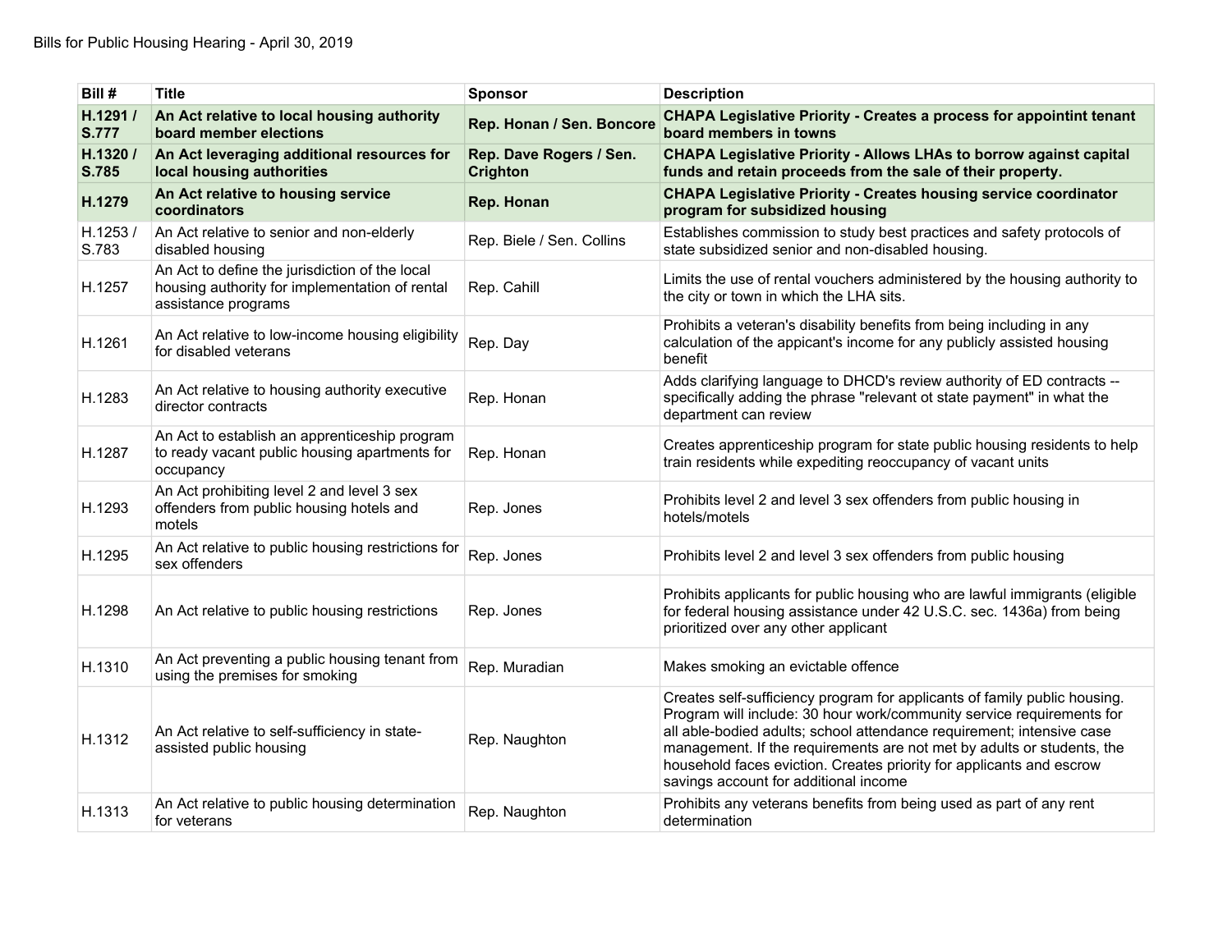Bills for Public Housing Hearing - April 30, 2019

| Bill # | Title | Sponsor | Description |
|---|---|---|---|
| **H.1291 / S.777** | **An Act relative to local housing authority board member elections** | **Rep. Honan / Sen. Boncore** | **CHAPA Legislative Priority - Creates a process for appointint tenant board members in towns** |
| **H.1320 / S.785** | **An Act leveraging additional resources for local housing authorities** | **Rep. Dave Rogers / Sen. Crighton** | **CHAPA Legislative Priority - Allows LHAs to borrow against capital funds and retain proceeds from the sale of their property.** |
| **H.1279** | **An Act relative to housing service coordinators** | **Rep. Honan** | **CHAPA Legislative Priority - Creates housing service coordinator program for subsidized housing** |
| H.1253 / S.783 | An Act relative to senior and non-elderly disabled housing | Rep. Biele / Sen. Collins | Establishes commission to study best practices and safety protocols of state subsidized senior and non-disabled housing. |
| H.1257 | An Act to define the jurisdiction of the local housing authority for implementation of rental assistance programs | Rep. Cahill | Limits the use of rental vouchers administered by the housing authority to the city or town in which the LHA sits. |
| H.1261 | An Act relative to low-income housing eligibility for disabled veterans | Rep. Day | Prohibits a veteran's disability benefits from being including in any calculation of the applicant's income for any publicly assisted housing benefit |
| H.1283 | An Act relative to housing authority executive director contracts | Rep. Honan | Adds clarifying language to DHCD's review authority of ED contracts -- specifically adding the phrase "relevant ot state payment" in what the department can review |
| H.1287 | An Act to establish an apprenticeship program to ready vacant public housing apartments for occupancy | Rep. Honan | Creates apprenticeship program for state public housing residents to help train residents while expediting reoccupancy of vacant units |
| H.1293 | An Act prohibiting level 2 and level 3 sex offenders from public housing hotels and motels | Rep. Jones | Prohibits level 2 and level 3 sex offenders from public housing in hotels/motels |
| H.1295 | An Act relative to public housing restrictions for sex offenders | Rep. Jones | Prohibits level 2 and level 3 sex offenders from public housing |
| H.1298 | An Act relative to public housing restrictions | Rep. Jones | Prohibits applicants for public housing who are lawful immigrants (eligible for federal housing assistance under 42 U.S.C. sec. 1436a) from being prioritized over any other applicant |
| H.1310 | An Act preventing a public housing tenant from using the premises for smoking | Rep. Muradian | Makes smoking an evictable offence |
| H.1312 | An Act relative to self-sufficiency in state-assisted public housing | Rep. Naughton | Creates self-sufficiency program for applicants of family public housing. Program will include: 30 hour work/community service requirements for all able-bodied adults; school attendance requirement; intensive case management. If the requirements are not met by adults or students, the household faces eviction. Creates priority for applicants and escrow savings account for additional income |
| H.1313 | An Act relative to public housing determination for veterans | Rep. Naughton | Prohibits any veterans benefits from being used as part of any rent determination |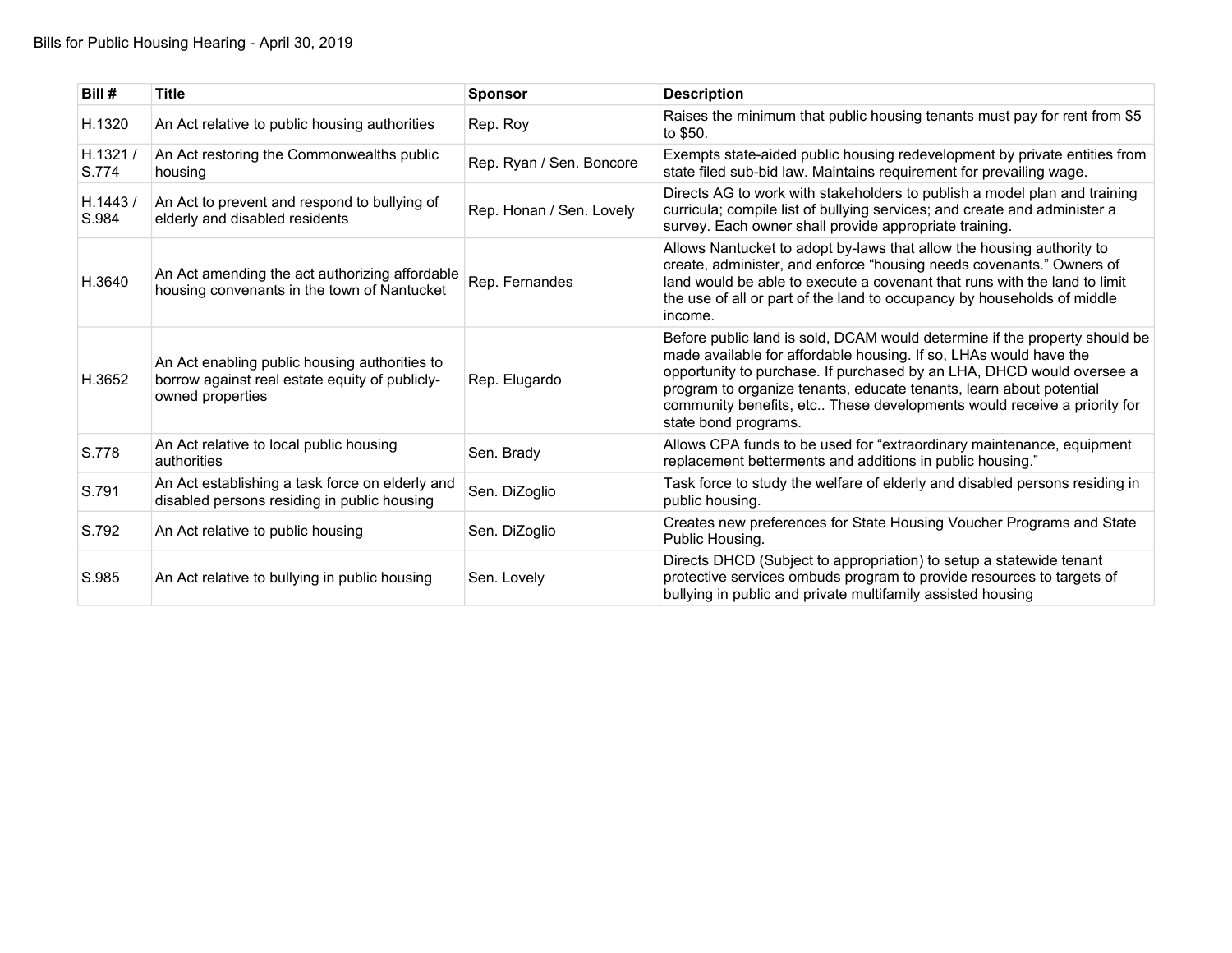Bills for Public Housing Hearing - April 30, 2019

| Bill # | Title | Sponsor | Description |
|---|---|---|---|
| H.1320 | An Act relative to public housing authorities | Rep. Roy | Raises the minimum that public housing tenants must pay for rent from $5 to $50. |
| H.1321 / S.774 | An Act restoring the Commonwealths public housing | Rep. Ryan / Sen. Boncore | Exempts state-aided public housing redevelopment by private entities from state filed sub-bid law. Maintains requirement for prevailing wage. |
| H.1443 / S.984 | An Act to prevent and respond to bullying of elderly and disabled residents | Rep. Honan / Sen. Lovely | Directs AG to work with stakeholders to publish a model plan and training curricula; compile list of bullying services; and create and administer a survey. Each owner shall provide appropriate training. |
| H.3640 | An Act amending the act authorizing affordable housing convenants in the town of Nantucket | Rep. Fernandes | Allows Nantucket to adopt by-laws that allow the housing authority to create, administer, and enforce "housing needs covenants." Owners of land would be able to execute a covenant that runs with the land to limit the use of all or part of the land to occupancy by households of middle income. |
| H.3652 | An Act enabling public housing authorities to borrow against real estate equity of publicly-owned properties | Rep. Elugardo | Before public land is sold, DCAM would determine if the property should be made available for affordable housing. If so, LHAs would have the opportunity to purchase. If purchased by an LHA, DHCD would oversee a program to organize tenants, educate tenants, learn about potential community benefits, etc.. These developments would receive a priority for state bond programs. |
| S.778 | An Act relative to local public housing authorities | Sen. Brady | Allows CPA funds to be used for "extraordinary maintenance, equipment replacement betterments and additions in public housing." |
| S.791 | An Act establishing a task force on elderly and disabled persons residing in public housing | Sen. DiZoglio | Task force to study the welfare of elderly and disabled persons residing in public housing. |
| S.792 | An Act relative to public housing | Sen. DiZoglio | Creates new preferences for State Housing Voucher Programs and State Public Housing. |
| S.985 | An Act relative to bullying in public housing | Sen. Lovely | Directs DHCD (Subject to appropriation) to setup a statewide tenant protective services ombuds program to provide resources to targets of bullying in public and private multifamily assisted housing |